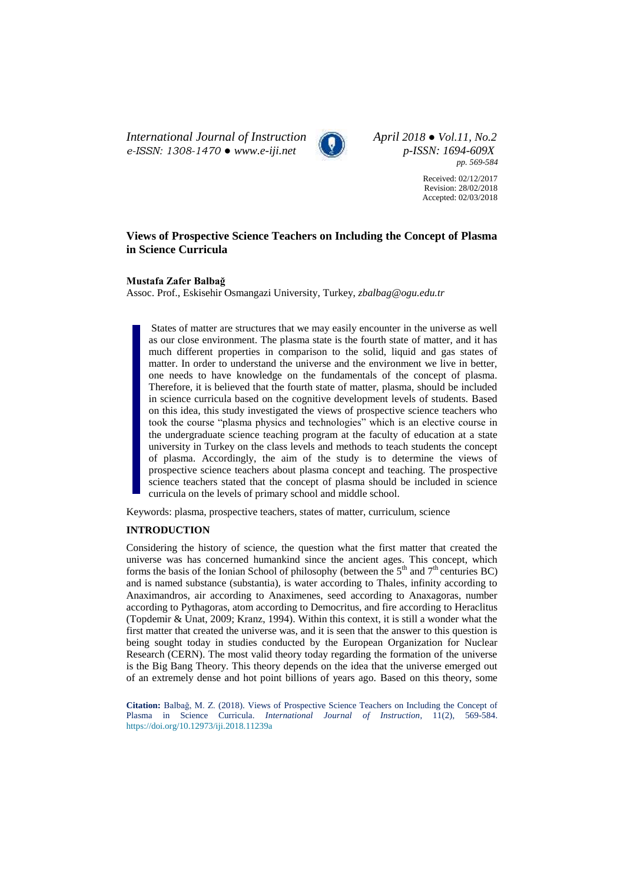*International Journal of Instruction*
*e-ISSN: 1308-1470 ● www.e-iji.net*

*April 2018 ● Vol.11, No.2*
*p-ISSN: 1694-609X*
*pp. 569-584*

Received: 02/12/2017
Revision: 28/02/2018
Accepted: 02/03/2018

# Views of Prospective Science Teachers on Including the Concept of Plasma in Science Curricula

**Mustafa Zafer Balbağ**

Assoc. Prof., Eskisehir Osmangazi University, Turkey, *zbalbag@ogu.edu.tr*

States of matter are structures that we may easily encounter in the universe as well as our close environment. The plasma state is the fourth state of matter, and it has much different properties in comparison to the solid, liquid and gas states of matter. In order to understand the universe and the environment we live in better, one needs to have knowledge on the fundamentals of the concept of plasma. Therefore, it is believed that the fourth state of matter, plasma, should be included in science curricula based on the cognitive development levels of students. Based on this idea, this study investigated the views of prospective science teachers who took the course "plasma physics and technologies" which is an elective course in the undergraduate science teaching program at the faculty of education at a state university in Turkey on the class levels and methods to teach students the concept of plasma. Accordingly, the aim of the study is to determine the views of prospective science teachers about plasma concept and teaching. The prospective science teachers stated that the concept of plasma should be included in science curricula on the levels of primary school and middle school.

Keywords: plasma, prospective teachers, states of matter, curriculum, science

## INTRODUCTION

Considering the history of science, the question what the first matter that created the universe was has concerned humankind since the ancient ages. This concept, which forms the basis of the Ionian School of philosophy (between the 5th and 7th centuries BC) and is named substance (substantia), is water according to Thales, infinity according to Anaximandros, air according to Anaximenes, seed according to Anaxagoras, number according to Pythagoras, atom according to Democritus, and fire according to Heraclitus (Topdemir & Unat, 2009; Kranz, 1994). Within this context, it is still a wonder what the first matter that created the universe was, and it is seen that the answer to this question is being sought today in studies conducted by the European Organization for Nuclear Research (CERN). The most valid theory today regarding the formation of the universe is the Big Bang Theory. This theory depends on the idea that the universe emerged out of an extremely dense and hot point billions of years ago. Based on this theory, some

**Citation:** Balbağ, M. Z. (2018). Views of Prospective Science Teachers on Including the Concept of Plasma in Science Curricula. *International Journal of Instruction*, 11(2), 569-584. https://doi.org/10.12973/iji.2018.11239a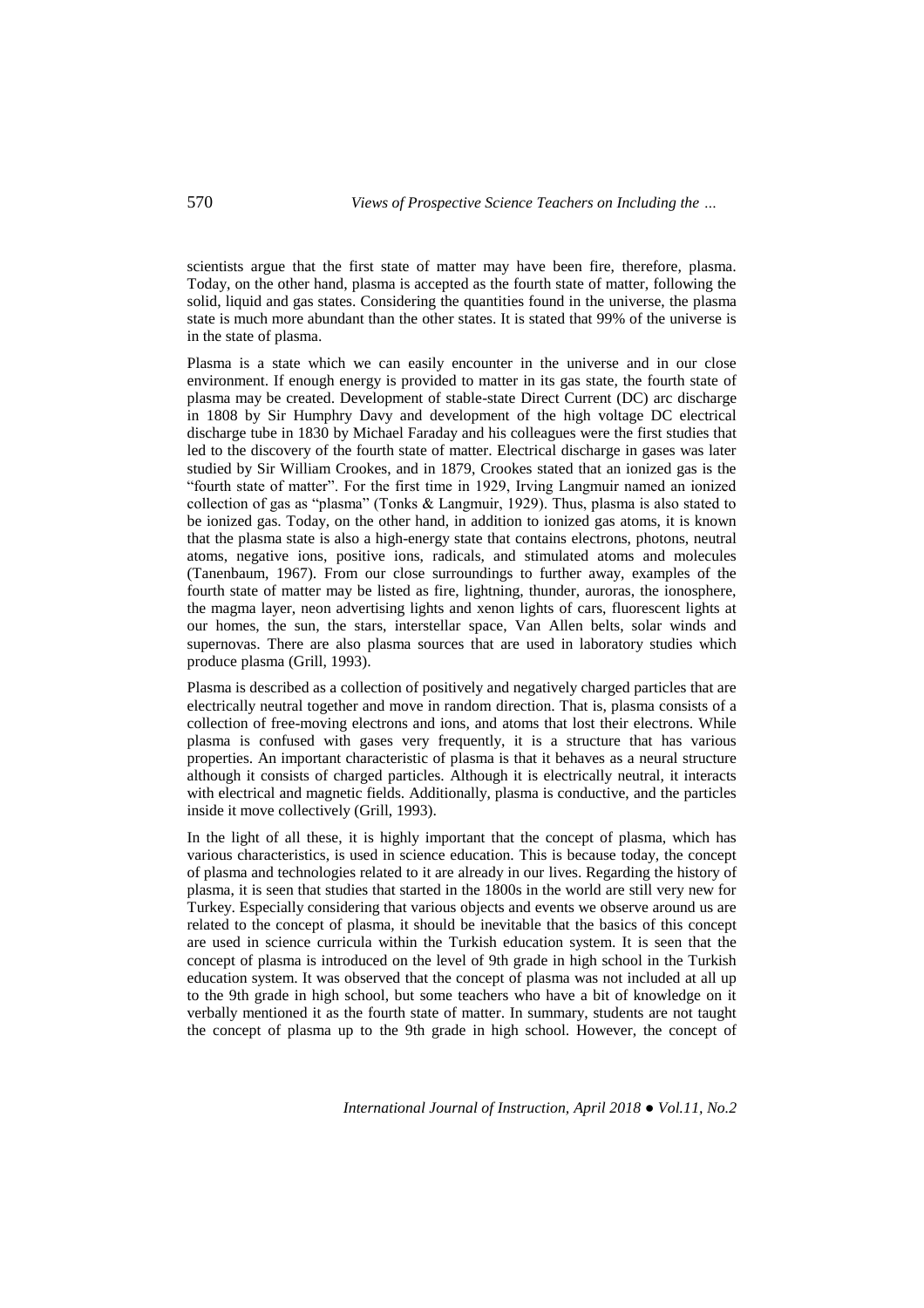scientists argue that the first state of matter may have been fire, therefore, plasma. Today, on the other hand, plasma is accepted as the fourth state of matter, following the solid, liquid and gas states. Considering the quantities found in the universe, the plasma state is much more abundant than the other states. It is stated that 99% of the universe is in the state of plasma.

Plasma is a state which we can easily encounter in the universe and in our close environment. If enough energy is provided to matter in its gas state, the fourth state of plasma may be created. Development of stable-state Direct Current (DC) arc discharge in 1808 by Sir Humphry Davy and development of the high voltage DC electrical discharge tube in 1830 by Michael Faraday and his colleagues were the first studies that led to the discovery of the fourth state of matter. Electrical discharge in gases was later studied by Sir William Crookes, and in 1879, Crookes stated that an ionized gas is the "fourth state of matter". For the first time in 1929, Irving Langmuir named an ionized collection of gas as "plasma" (Tonks & Langmuir, 1929). Thus, plasma is also stated to be ionized gas. Today, on the other hand, in addition to ionized gas atoms, it is known that the plasma state is also a high-energy state that contains electrons, photons, neutral atoms, negative ions, positive ions, radicals, and stimulated atoms and molecules (Tanenbaum, 1967). From our close surroundings to further away, examples of the fourth state of matter may be listed as fire, lightning, thunder, auroras, the ionosphere, the magma layer, neon advertising lights and xenon lights of cars, fluorescent lights at our homes, the sun, the stars, interstellar space, Van Allen belts, solar winds and supernovas. There are also plasma sources that are used in laboratory studies which produce plasma (Grill, 1993).

Plasma is described as a collection of positively and negatively charged particles that are electrically neutral together and move in random direction. That is, plasma consists of a collection of free-moving electrons and ions, and atoms that lost their electrons. While plasma is confused with gases very frequently, it is a structure that has various properties. An important characteristic of plasma is that it behaves as a neural structure although it consists of charged particles. Although it is electrically neutral, it interacts with electrical and magnetic fields. Additionally, plasma is conductive, and the particles inside it move collectively (Grill, 1993).

In the light of all these, it is highly important that the concept of plasma, which has various characteristics, is used in science education. This is because today, the concept of plasma and technologies related to it are already in our lives. Regarding the history of plasma, it is seen that studies that started in the 1800s in the world are still very new for Turkey. Especially considering that various objects and events we observe around us are related to the concept of plasma, it should be inevitable that the basics of this concept are used in science curricula within the Turkish education system. It is seen that the concept of plasma is introduced on the level of 9th grade in high school in the Turkish education system. It was observed that the concept of plasma was not included at all up to the 9th grade in high school, but some teachers who have a bit of knowledge on it verbally mentioned it as the fourth state of matter. In summary, students are not taught the concept of plasma up to the 9th grade in high school. However, the concept of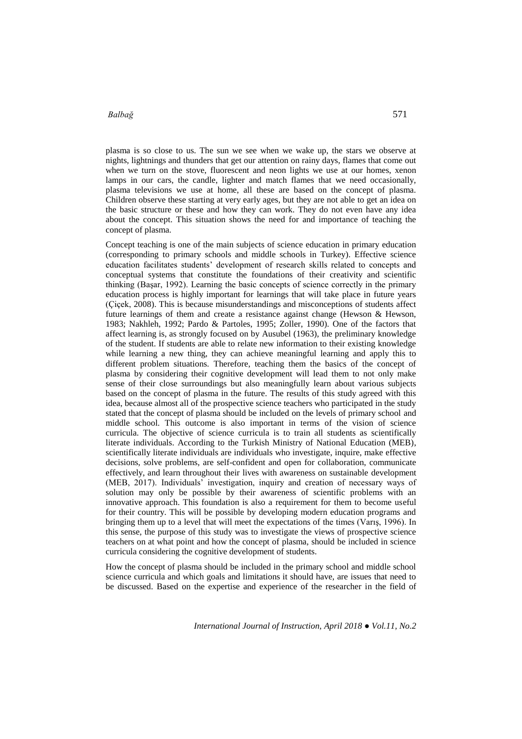plasma is so close to us. The sun we see when we wake up, the stars we observe at nights, lightnings and thunders that get our attention on rainy days, flames that come out when we turn on the stove, fluorescent and neon lights we use at our homes, xenon lamps in our cars, the candle, lighter and match flames that we need occasionally, plasma televisions we use at home, all these are based on the concept of plasma. Children observe these starting at very early ages, but they are not able to get an idea on the basic structure or these and how they can work. They do not even have any idea about the concept. This situation shows the need for and importance of teaching the concept of plasma.

Concept teaching is one of the main subjects of science education in primary education (corresponding to primary schools and middle schools in Turkey). Effective science education facilitates students' development of research skills related to concepts and conceptual systems that constitute the foundations of their creativity and scientific thinking (Başar, 1992). Learning the basic concepts of science correctly in the primary education process is highly important for learnings that will take place in future years (Çiçek, 2008). This is because misunderstandings and misconceptions of students affect future learnings of them and create a resistance against change (Hewson & Hewson, 1983; Nakhleh, 1992; Pardo & Partoles, 1995; Zoller, 1990). One of the factors that affect learning is, as strongly focused on by Ausubel (1963), the preliminary knowledge of the student. If students are able to relate new information to their existing knowledge while learning a new thing, they can achieve meaningful learning and apply this to different problem situations. Therefore, teaching them the basics of the concept of plasma by considering their cognitive development will lead them to not only make sense of their close surroundings but also meaningfully learn about various subjects based on the concept of plasma in the future. The results of this study agreed with this idea, because almost all of the prospective science teachers who participated in the study stated that the concept of plasma should be included on the levels of primary school and middle school. This outcome is also important in terms of the vision of science curricula. The objective of science curricula is to train all students as scientifically literate individuals. According to the Turkish Ministry of National Education (MEB), scientifically literate individuals are individuals who investigate, inquire, make effective decisions, solve problems, are self-confident and open for collaboration, communicate effectively, and learn throughout their lives with awareness on sustainable development (MEB, 2017). Individuals' investigation, inquiry and creation of necessary ways of solution may only be possible by their awareness of scientific problems with an innovative approach. This foundation is also a requirement for them to become useful for their country. This will be possible by developing modern education programs and bringing them up to a level that will meet the expectations of the times (Varış, 1996). In this sense, the purpose of this study was to investigate the views of prospective science teachers on at what point and how the concept of plasma, should be included in science curricula considering the cognitive development of students.

How the concept of plasma should be included in the primary school and middle school science curricula and which goals and limitations it should have, are issues that need to be discussed. Based on the expertise and experience of the researcher in the field of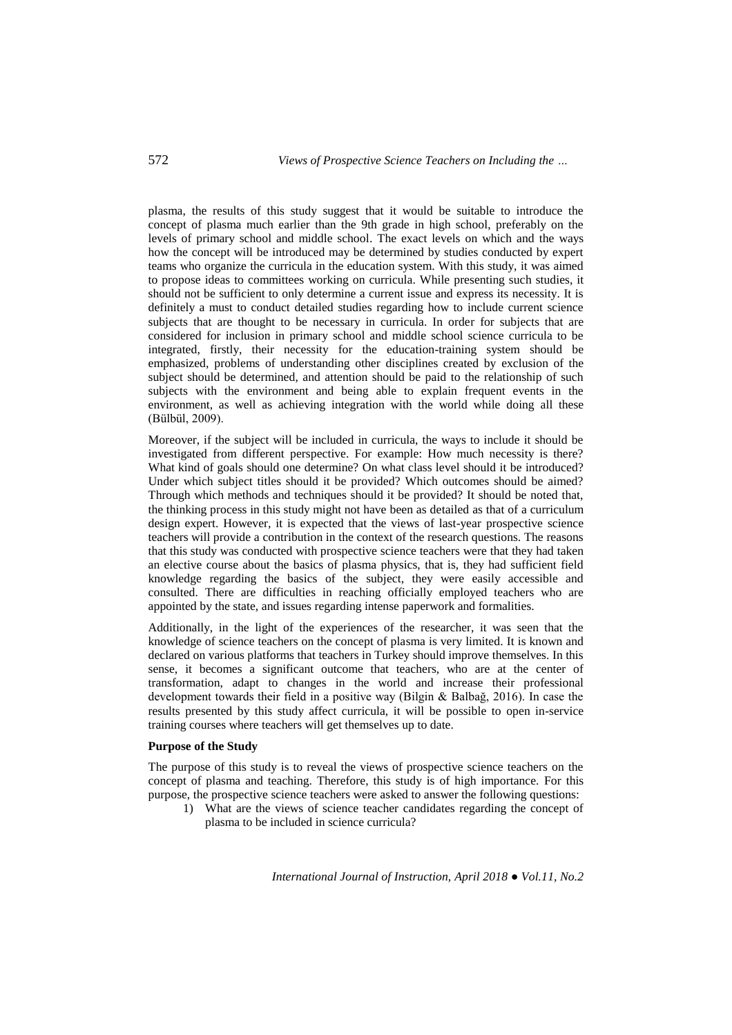plasma, the results of this study suggest that it would be suitable to introduce the concept of plasma much earlier than the 9th grade in high school, preferably on the levels of primary school and middle school. The exact levels on which and the ways how the concept will be introduced may be determined by studies conducted by expert teams who organize the curricula in the education system. With this study, it was aimed to propose ideas to committees working on curricula. While presenting such studies, it should not be sufficient to only determine a current issue and express its necessity. It is definitely a must to conduct detailed studies regarding how to include current science subjects that are thought to be necessary in curricula. In order for subjects that are considered for inclusion in primary school and middle school science curricula to be integrated, firstly, their necessity for the education-training system should be emphasized, problems of understanding other disciplines created by exclusion of the subject should be determined, and attention should be paid to the relationship of such subjects with the environment and being able to explain frequent events in the environment, as well as achieving integration with the world while doing all these (Bülbül, 2009).

Moreover, if the subject will be included in curricula, the ways to include it should be investigated from different perspective. For example: How much necessity is there? What kind of goals should one determine? On what class level should it be introduced? Under which subject titles should it be provided? Which outcomes should be aimed? Through which methods and techniques should it be provided? It should be noted that, the thinking process in this study might not have been as detailed as that of a curriculum design expert. However, it is expected that the views of last-year prospective science teachers will provide a contribution in the context of the research questions. The reasons that this study was conducted with prospective science teachers were that they had taken an elective course about the basics of plasma physics, that is, they had sufficient field knowledge regarding the basics of the subject, they were easily accessible and consulted. There are difficulties in reaching officially employed teachers who are appointed by the state, and issues regarding intense paperwork and formalities.

Additionally, in the light of the experiences of the researcher, it was seen that the knowledge of science teachers on the concept of plasma is very limited. It is known and declared on various platforms that teachers in Turkey should improve themselves. In this sense, it becomes a significant outcome that teachers, who are at the center of transformation, adapt to changes in the world and increase their professional development towards their field in a positive way (Bilgin & Balbağ, 2016). In case the results presented by this study affect curricula, it will be possible to open in-service training courses where teachers will get themselves up to date.

**Purpose of the Study**

The purpose of this study is to reveal the views of prospective science teachers on the concept of plasma and teaching. Therefore, this study is of high importance. For this purpose, the prospective science teachers were asked to answer the following questions:

1) What are the views of science teacher candidates regarding the concept of plasma to be included in science curricula?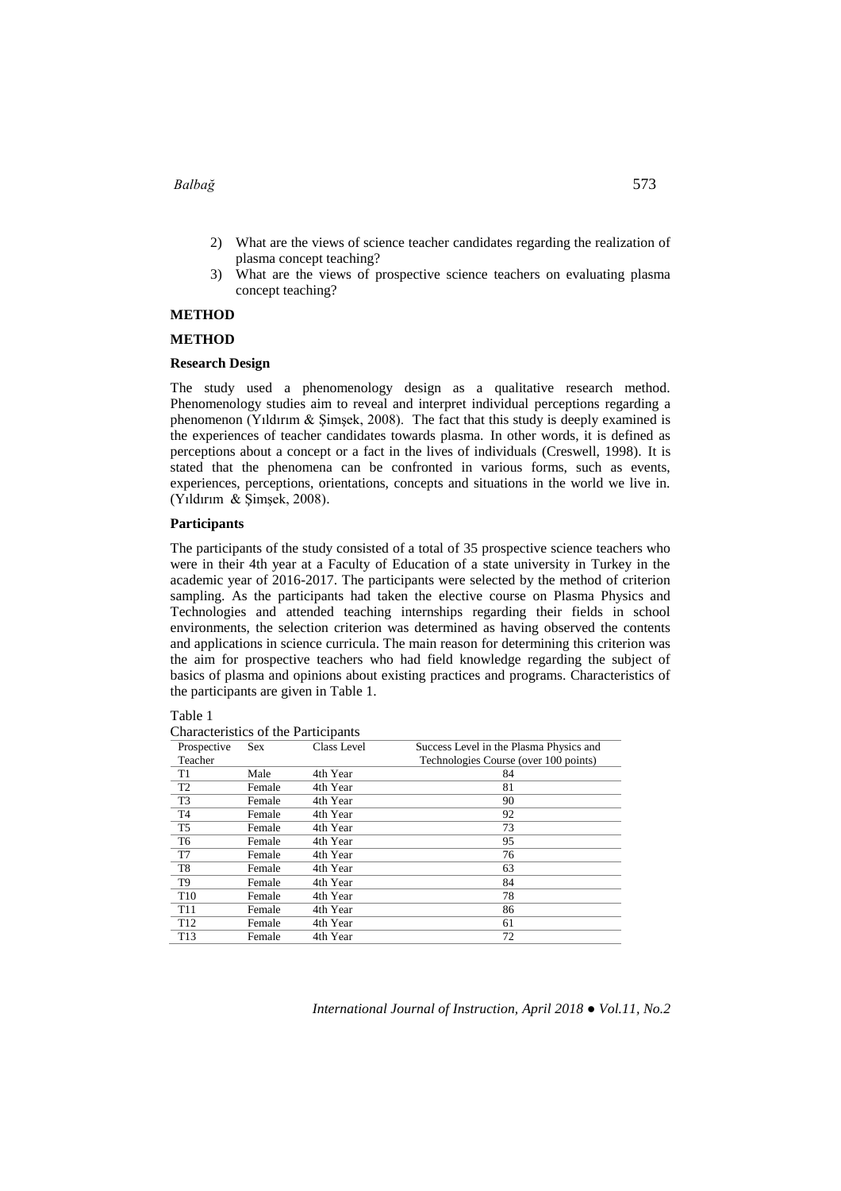2) What are the views of science teacher candidates regarding the realization of plasma concept teaching?
3) What are the views of prospective science teachers on evaluating plasma concept teaching?

## METHOD

## METHOD

### Research Design

The study used a phenomenology design as a qualitative research method. Phenomenology studies aim to reveal and interpret individual perceptions regarding a phenomenon (Yıldırım & Şimşek, 2008). The fact that this study is deeply examined is the experiences of teacher candidates towards plasma. In other words, it is defined as perceptions about a concept or a fact in the lives of individuals (Creswell, 1998). It is stated that the phenomena can be confronted in various forms, such as events, experiences, perceptions, orientations, concepts and situations in the world we live in. (Yıldırım & Şimşek, 2008).

### Participants

The participants of the study consisted of a total of 35 prospective science teachers who were in their 4th year at a Faculty of Education of a state university in Turkey in the academic year of 2016-2017. The participants were selected by the method of criterion sampling. As the participants had taken the elective course on Plasma Physics and Technologies and attended teaching internships regarding their fields in school environments, the selection criterion was determined as having observed the contents and applications in science curricula. The main reason for determining this criterion was the aim for prospective teachers who had field knowledge regarding the subject of basics of plasma and opinions about existing practices and programs. Characteristics of the participants are given in Table 1.

Table 1

Characteristics of the Participants

| Prospective Teacher | Sex | Class Level | Success Level in the Plasma Physics and Technologies Course (over 100 points) |
|---|---|---|---|
| T1 | Male | 4th Year | 84 |
| T2 | Female | 4th Year | 81 |
| T3 | Female | 4th Year | 90 |
| T4 | Female | 4th Year | 92 |
| T5 | Female | 4th Year | 73 |
| T6 | Female | 4th Year | 95 |
| T7 | Female | 4th Year | 76 |
| T8 | Female | 4th Year | 63 |
| T9 | Female | 4th Year | 84 |
| T10 | Female | 4th Year | 78 |
| T11 | Female | 4th Year | 86 |
| T12 | Female | 4th Year | 61 |
| T13 | Female | 4th Year | 72 |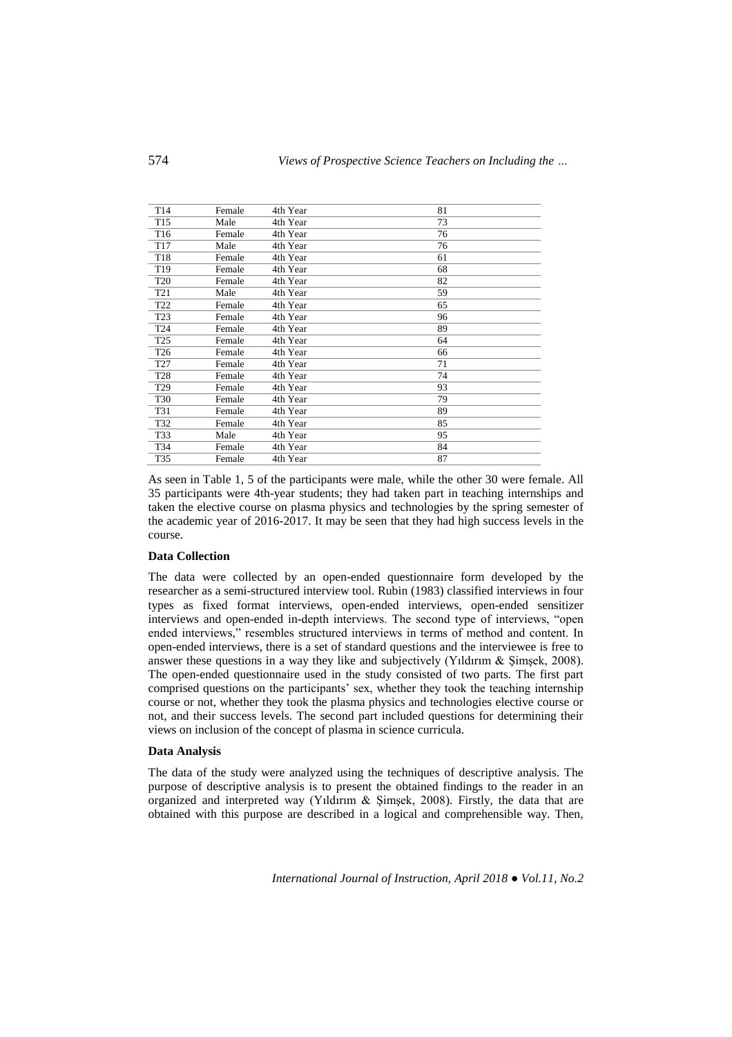| | | | |
|---|---|---|---|
| T14 | Female | 4th Year | 81 |
| T15 | Male | 4th Year | 73 |
| T16 | Female | 4th Year | 76 |
| T17 | Male | 4th Year | 76 |
| T18 | Female | 4th Year | 61 |
| T19 | Female | 4th Year | 68 |
| T20 | Female | 4th Year | 82 |
| T21 | Male | 4th Year | 59 |
| T22 | Female | 4th Year | 65 |
| T23 | Female | 4th Year | 96 |
| T24 | Female | 4th Year | 89 |
| T25 | Female | 4th Year | 64 |
| T26 | Female | 4th Year | 66 |
| T27 | Female | 4th Year | 71 |
| T28 | Female | 4th Year | 74 |
| T29 | Female | 4th Year | 93 |
| T30 | Female | 4th Year | 79 |
| T31 | Female | 4th Year | 89 |
| T32 | Female | 4th Year | 85 |
| T33 | Male | 4th Year | 95 |
| T34 | Female | 4th Year | 84 |
| T35 | Female | 4th Year | 87 |

As seen in Table 1, 5 of the participants were male, while the other 30 were female. All 35 participants were 4th-year students; they had taken part in teaching internships and taken the elective course on plasma physics and technologies by the spring semester of the academic year of 2016-2017. It may be seen that they had high success levels in the course.

**Data Collection**

The data were collected by an open-ended questionnaire form developed by the researcher as a semi-structured interview tool. Rubin (1983) classified interviews in four types as fixed format interviews, open-ended interviews, open-ended sensitizer interviews and open-ended in-depth interviews. The second type of interviews, "open ended interviews," resembles structured interviews in terms of method and content. In open-ended interviews, there is a set of standard questions and the interviewee is free to answer these questions in a way they like and subjectively (Yıldırım & Şimşek, 2008). The open-ended questionnaire used in the study consisted of two parts. The first part comprised questions on the participants' sex, whether they took the teaching internship course or not, whether they took the plasma physics and technologies elective course or not, and their success levels. The second part included questions for determining their views on inclusion of the concept of plasma in science curricula.

**Data Analysis**

The data of the study were analyzed using the techniques of descriptive analysis. The purpose of descriptive analysis is to present the obtained findings to the reader in an organized and interpreted way (Yıldırım & Şimşek, 2008). Firstly, the data that are obtained with this purpose are described in a logical and comprehensible way. Then,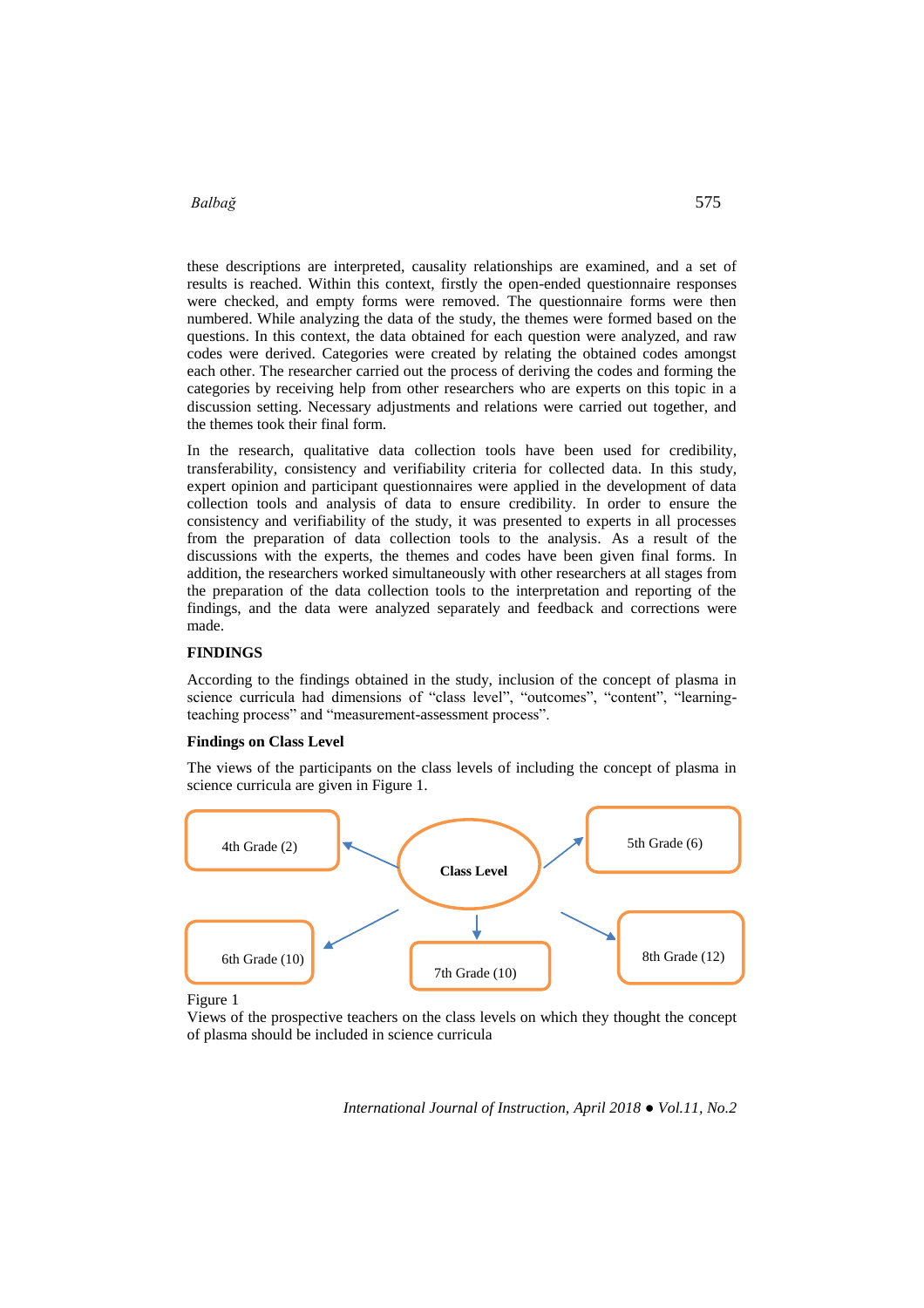these descriptions are interpreted, causality relationships are examined, and a set of results is reached. Within this context, firstly the open-ended questionnaire responses were checked, and empty forms were removed. The questionnaire forms were then numbered. While analyzing the data of the study, the themes were formed based on the questions. In this context, the data obtained for each question were analyzed, and raw codes were derived. Categories were created by relating the obtained codes amongst each other. The researcher carried out the process of deriving the codes and forming the categories by receiving help from other researchers who are experts on this topic in a discussion setting. Necessary adjustments and relations were carried out together, and the themes took their final form.

In the research, qualitative data collection tools have been used for credibility, transferability, consistency and verifiability criteria for collected data. In this study, expert opinion and participant questionnaires were applied in the development of data collection tools and analysis of data to ensure credibility. In order to ensure the consistency and verifiability of the study, it was presented to experts in all processes from the preparation of data collection tools to the analysis. As a result of the discussions with the experts, the themes and codes have been given final forms. In addition, the researchers worked simultaneously with other researchers at all stages from the preparation of the data collection tools to the interpretation and reporting of the findings, and the data were analyzed separately and feedback and corrections were made.

## FINDINGS

According to the findings obtained in the study, inclusion of the concept of plasma in science curricula had dimensions of “class level”, “outcomes”, “content”, “learning-teaching process” and “measurement-assessment process”.

### Findings on Class Level

The views of the participants on the class levels of including the concept of plasma in science curricula are given in Figure 1.

Class Level

4th Grade (2)

5th Grade (6)

6th Grade (10)

7th Grade (10)

8th Grade (12)

Figure 1
Views of the prospective teachers on the class levels on which they thought the concept of plasma should be included in science curricula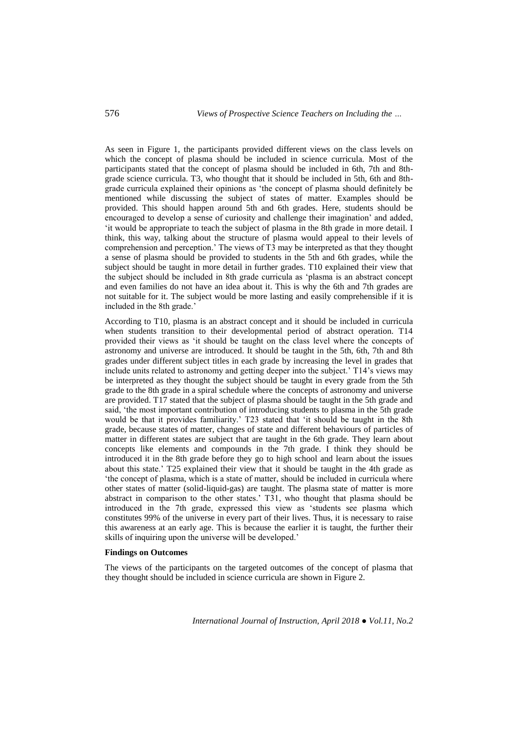As seen in Figure 1, the participants provided different views on the class levels on which the concept of plasma should be included in science curricula. Most of the participants stated that the concept of plasma should be included in 6th, 7th and 8th-grade science curricula. T3, who thought that it should be included in 5th, 6th and 8th-grade curricula explained their opinions as 'the concept of plasma should definitely be mentioned while discussing the subject of states of matter. Examples should be provided. This should happen around 5th and 6th grades. Here, students should be encouraged to develop a sense of curiosity and challenge their imagination' and added, 'it would be appropriate to teach the subject of plasma in the 8th grade in more detail. I think, this way, talking about the structure of plasma would appeal to their levels of comprehension and perception.' The views of T3 may be interpreted as that they thought a sense of plasma should be provided to students in the 5th and 6th grades, while the subject should be taught in more detail in further grades. T10 explained their view that the subject should be included in 8th grade curricula as 'plasma is an abstract concept and even families do not have an idea about it. This is why the 6th and 7th grades are not suitable for it. The subject would be more lasting and easily comprehensible if it is included in the 8th grade.'

According to T10, plasma is an abstract concept and it should be included in curricula when students transition to their developmental period of abstract operation. T14 provided their views as 'it should be taught on the class level where the concepts of astronomy and universe are introduced. It should be taught in the 5th, 6th, 7th and 8th grades under different subject titles in each grade by increasing the level in grades that include units related to astronomy and getting deeper into the subject.' T14's views may be interpreted as they thought the subject should be taught in every grade from the 5th grade to the 8th grade in a spiral schedule where the concepts of astronomy and universe are provided. T17 stated that the subject of plasma should be taught in the 5th grade and said, 'the most important contribution of introducing students to plasma in the 5th grade would be that it provides familiarity.' T23 stated that 'it should be taught in the 8th grade, because states of matter, changes of state and different behaviours of particles of matter in different states are subject that are taught in the 6th grade. They learn about concepts like elements and compounds in the 7th grade. I think they should be introduced it in the 8th grade before they go to high school and learn about the issues about this state.' T25 explained their view that it should be taught in the 4th grade as 'the concept of plasma, which is a state of matter, should be included in curricula where other states of matter (solid-liquid-gas) are taught. The plasma state of matter is more abstract in comparison to the other states.' T31, who thought that plasma should be introduced in the 7th grade, expressed this view as 'students see plasma which constitutes 99% of the universe in every part of their lives. Thus, it is necessary to raise this awareness at an early age. This is because the earlier it is taught, the further their skills of inquiring upon the universe will be developed.'

**Findings on Outcomes**

The views of the participants on the targeted outcomes of the concept of plasma that they thought should be included in science curricula are shown in Figure 2.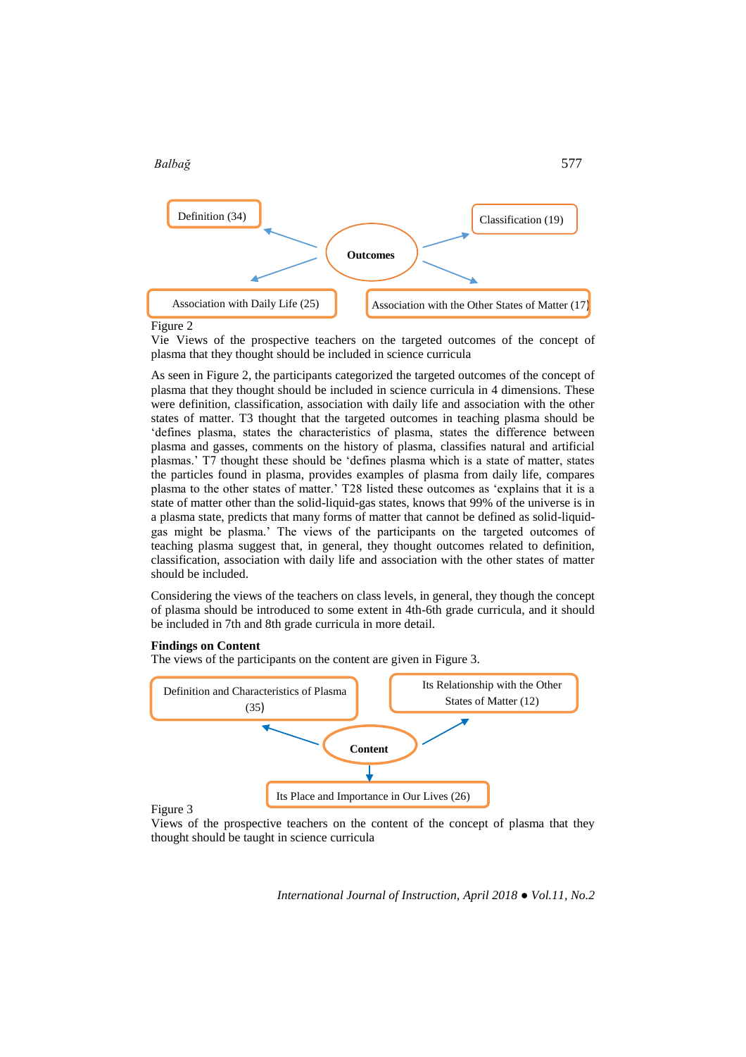Definition (34)

Classification (19)

**Outcomes**

Association with Daily Life (25)

Association with the Other States of Matter (17)

Figure 2
Vie Views of the prospective teachers on the targeted outcomes of the concept of plasma that they thought should be included in science curricula

As seen in Figure 2, the participants categorized the targeted outcomes of the concept of plasma that they thought should be included in science curricula in 4 dimensions. These were definition, classification, association with daily life and association with the other states of matter. T3 thought that the targeted outcomes in teaching plasma should be 'defines plasma, states the characteristics of plasma, states the difference between plasma and gasses, comments on the history of plasma, classifies natural and artificial plasmas.' T7 thought these should be 'defines plasma which is a state of matter, states the particles found in plasma, provides examples of plasma from daily life, compares plasma to the other states of matter.' T28 listed these outcomes as 'explains that it is a state of matter other than the solid-liquid-gas states, knows that 99% of the universe is in a plasma state, predicts that many forms of matter that cannot be defined as solid-liquid-gas might be plasma.' The views of the participants on the targeted outcomes of teaching plasma suggest that, in general, they thought outcomes related to definition, classification, association with daily life and association with the other states of matter should be included.

Considering the views of the teachers on class levels, in general, they though the concept of plasma should be introduced to some extent in 4th-6th grade curricula, and it should be included in 7th and 8th grade curricula in more detail.

**Findings on Content**

The views of the participants on the content are given in Figure 3.

Definition and Characteristics of Plasma (35)

Its Relationship with the Other States of Matter (12)

**Content**

Its Place and Importance in Our Lives (26)

Figure 3
Views of the prospective teachers on the content of the concept of plasma that they thought should be taught in science curricula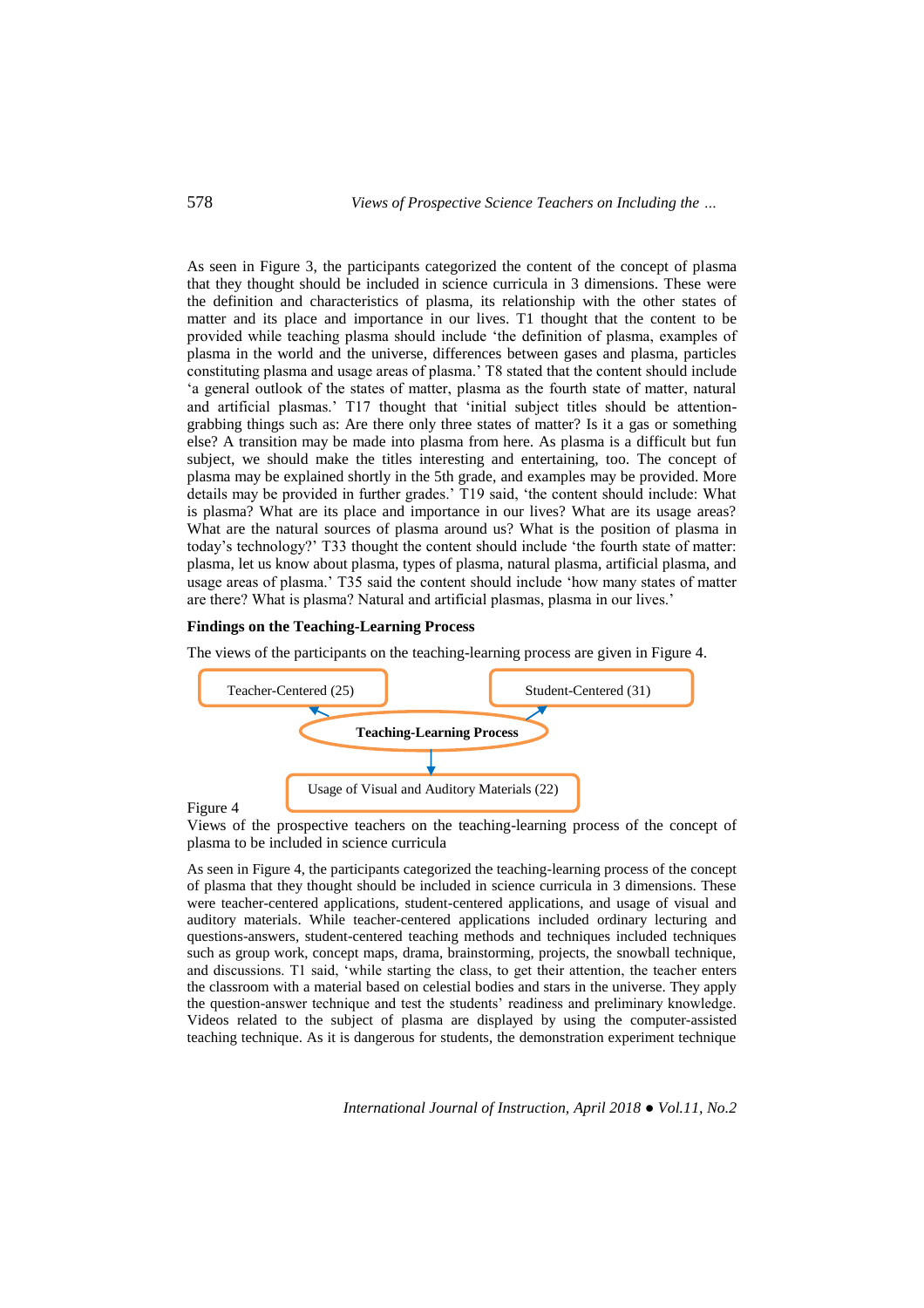As seen in Figure 3, the participants categorized the content of the concept of plasma that they thought should be included in science curricula in 3 dimensions. These were the definition and characteristics of plasma, its relationship with the other states of matter and its place and importance in our lives. T1 thought that the content to be provided while teaching plasma should include 'the definition of plasma, examples of plasma in the world and the universe, differences between gases and plasma, particles constituting plasma and usage areas of plasma.' T8 stated that the content should include 'a general outlook of the states of matter, plasma as the fourth state of matter, natural and artificial plasmas.' T17 thought that 'initial subject titles should be attention-grabbing things such as: Are there only three states of matter? Is it a gas or something else? A transition may be made into plasma from here. As plasma is a difficult but fun subject, we should make the titles interesting and entertaining, too. The concept of plasma may be explained shortly in the 5th grade, and examples may be provided. More details may be provided in further grades.' T19 said, 'the content should include: What is plasma? What are its place and importance in our lives? What are its usage areas? What are the natural sources of plasma around us? What is the position of plasma in today's technology?' T33 thought the content should include 'the fourth state of matter: plasma, let us know about plasma, types of plasma, natural plasma, artificial plasma, and usage areas of plasma.' T35 said the content should include 'how many states of matter are there? What is plasma? Natural and artificial plasmas, plasma in our lives.'

**Findings on the Teaching-Learning Process**

The views of the participants on the teaching-learning process are given in Figure 4.

Teaching-Learning Process → Teacher-Centered (25); Student-Centered (31); Usage of Visual and Auditory Materials (22)

Figure 4
Views of the prospective teachers on the teaching-learning process of the concept of plasma to be included in science curricula

As seen in Figure 4, the participants categorized the teaching-learning process of the concept of plasma that they thought should be included in science curricula in 3 dimensions. These were teacher-centered applications, student-centered applications, and usage of visual and auditory materials. While teacher-centered applications included ordinary lecturing and questions-answers, student-centered teaching methods and techniques included techniques such as group work, concept maps, drama, brainstorming, projects, the snowball technique, and discussions. T1 said, 'while starting the class, to get their attention, the teacher enters the classroom with a material based on celestial bodies and stars in the universe. They apply the question-answer technique and test the students' readiness and preliminary knowledge. Videos related to the subject of plasma are displayed by using the computer-assisted teaching technique. As it is dangerous for students, the demonstration experiment technique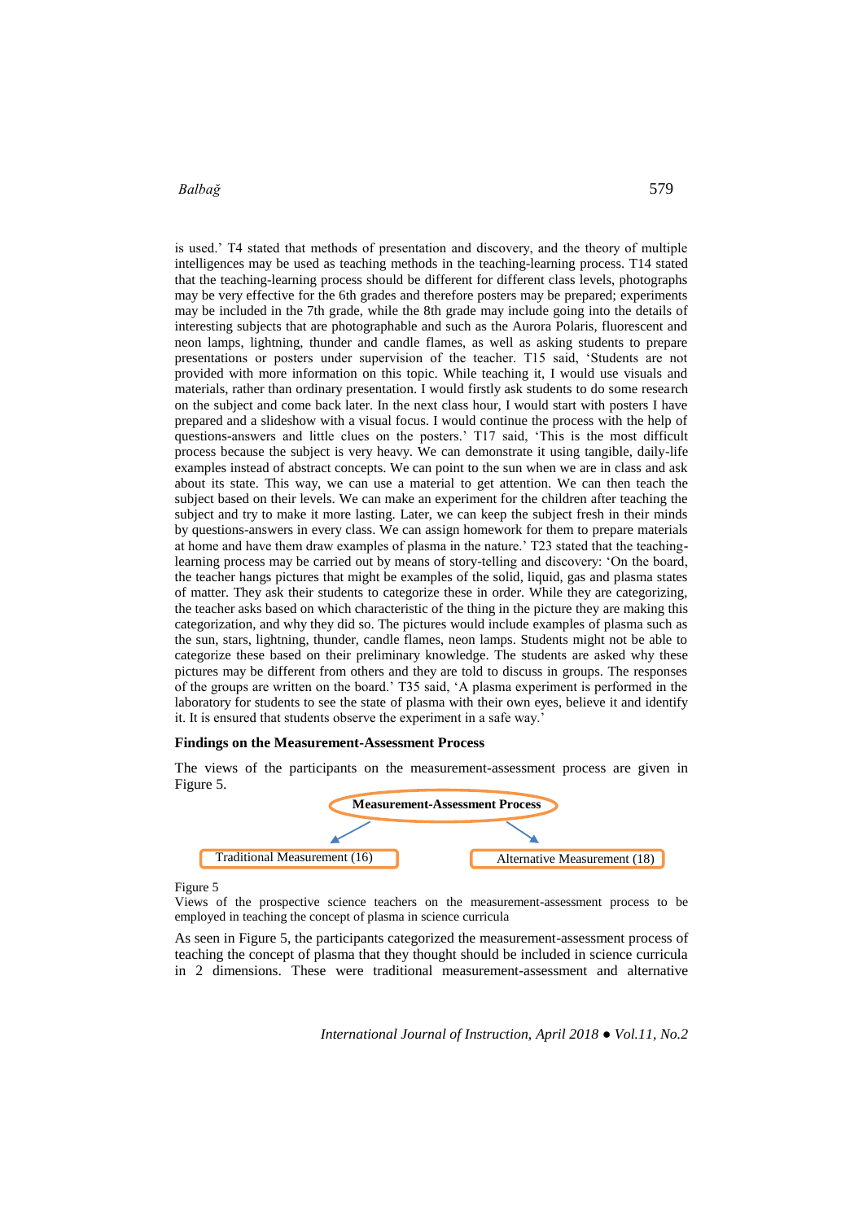is used.' T4 stated that methods of presentation and discovery, and the theory of multiple intelligences may be used as teaching methods in the teaching-learning process. T14 stated that the teaching-learning process should be different for different class levels, photographs may be very effective for the 6th grades and therefore posters may be prepared; experiments may be included in the 7th grade, while the 8th grade may include going into the details of interesting subjects that are photographable and such as the Aurora Polaris, fluorescent and neon lamps, lightning, thunder and candle flames, as well as asking students to prepare presentations or posters under supervision of the teacher. T15 said, 'Students are not provided with more information on this topic. While teaching it, I would use visuals and materials, rather than ordinary presentation. I would firstly ask students to do some research on the subject and come back later. In the next class hour, I would start with posters I have prepared and a slideshow with a visual focus. I would continue the process with the help of questions-answers and little clues on the posters.' T17 said, 'This is the most difficult process because the subject is very heavy. We can demonstrate it using tangible, daily-life examples instead of abstract concepts. We can point to the sun when we are in class and ask about its state. This way, we can use a material to get attention. We can then teach the subject based on their levels. We can make an experiment for the children after teaching the subject and try to make it more lasting. Later, we can keep the subject fresh in their minds by questions-answers in every class. We can assign homework for them to prepare materials at home and have them draw examples of plasma in the nature.' T23 stated that the teaching-learning process may be carried out by means of story-telling and discovery: 'On the board, the teacher hangs pictures that might be examples of the solid, liquid, gas and plasma states of matter. They ask their students to categorize these in order. While they are categorizing, the teacher asks based on which characteristic of the thing in the picture they are making this categorization, and why they did so. The pictures would include examples of plasma such as the sun, stars, lightning, thunder, candle flames, neon lamps. Students might not be able to categorize these based on their preliminary knowledge. The students are asked why these pictures may be different from others and they are told to discuss in groups. The responses of the groups are written on the board.' T35 said, 'A plasma experiment is performed in the laboratory for students to see the state of plasma with their own eyes, believe it and identify it. It is ensured that students observe the experiment in a safe way.'

**Findings on the Measurement-Assessment Process**

The views of the participants on the measurement-assessment process are given in Figure 5.

**Measurement-Assessment Process**

Traditional Measurement (16) | Alternative Measurement (18)

Figure 5
Views of the prospective science teachers on the measurement-assessment process to be employed in teaching the concept of plasma in science curricula

As seen in Figure 5, the participants categorized the measurement-assessment process of teaching the concept of plasma that they thought should be included in science curricula in 2 dimensions. These were traditional measurement-assessment and alternative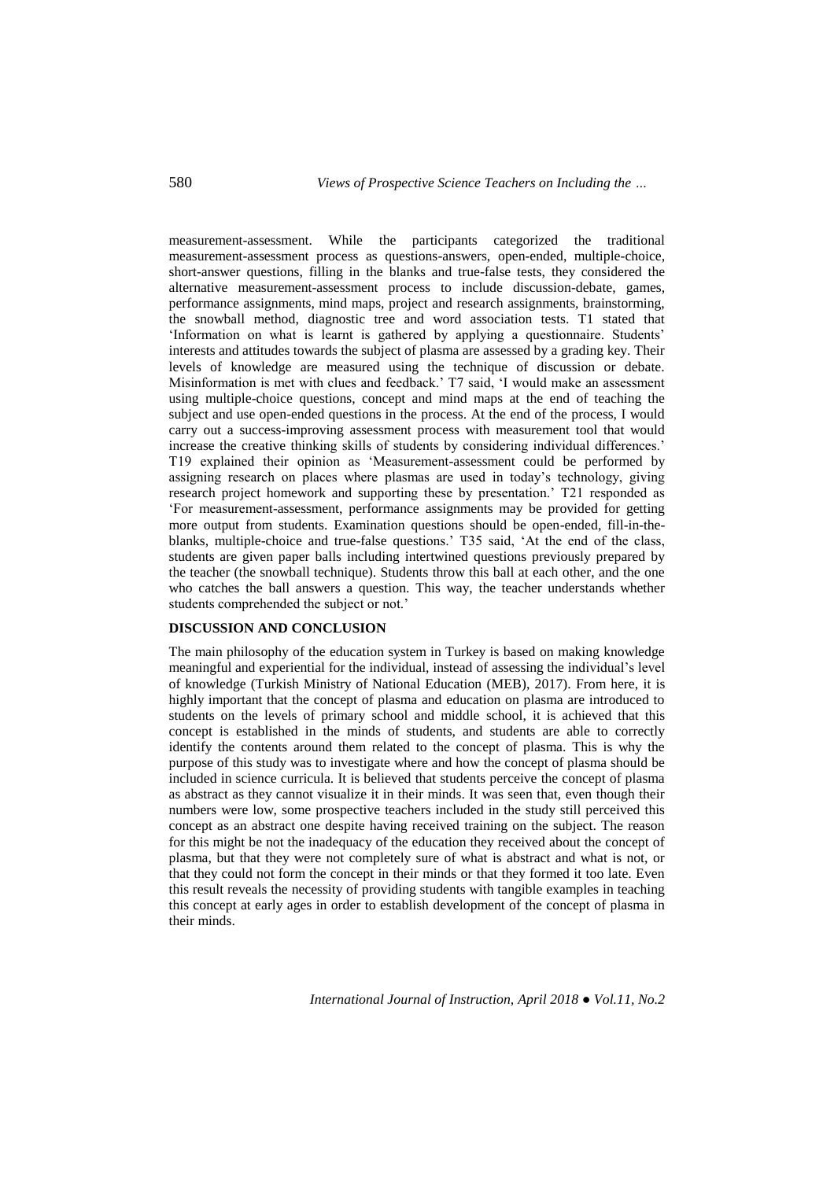measurement-assessment. While the participants categorized the traditional measurement-assessment process as questions-answers, open-ended, multiple-choice, short-answer questions, filling in the blanks and true-false tests, they considered the alternative measurement-assessment process to include discussion-debate, games, performance assignments, mind maps, project and research assignments, brainstorming, the snowball method, diagnostic tree and word association tests. T1 stated that 'Information on what is learnt is gathered by applying a questionnaire. Students' interests and attitudes towards the subject of plasma are assessed by a grading key. Their levels of knowledge are measured using the technique of discussion or debate. Misinformation is met with clues and feedback.' T7 said, 'I would make an assessment using multiple-choice questions, concept and mind maps at the end of teaching the subject and use open-ended questions in the process. At the end of the process, I would carry out a success-improving assessment process with measurement tool that would increase the creative thinking skills of students by considering individual differences.' T19 explained their opinion as 'Measurement-assessment could be performed by assigning research on places where plasmas are used in today's technology, giving research project homework and supporting these by presentation.' T21 responded as 'For measurement-assessment, performance assignments may be provided for getting more output from students. Examination questions should be open-ended, fill-in-the-blanks, multiple-choice and true-false questions.' T35 said, 'At the end of the class, students are given paper balls including intertwined questions previously prepared by the teacher (the snowball technique). Students throw this ball at each other, and the one who catches the ball answers a question. This way, the teacher understands whether students comprehended the subject or not.'

## DISCUSSION AND CONCLUSION

The main philosophy of the education system in Turkey is based on making knowledge meaningful and experiential for the individual, instead of assessing the individual's level of knowledge (Turkish Ministry of National Education (MEB), 2017). From here, it is highly important that the concept of plasma and education on plasma are introduced to students on the levels of primary school and middle school, it is achieved that this concept is established in the minds of students, and students are able to correctly identify the contents around them related to the concept of plasma. This is why the purpose of this study was to investigate where and how the concept of plasma should be included in science curricula. It is believed that students perceive the concept of plasma as abstract as they cannot visualize it in their minds. It was seen that, even though their numbers were low, some prospective teachers included in the study still perceived this concept as an abstract one despite having received training on the subject. The reason for this might be not the inadequacy of the education they received about the concept of plasma, but that they were not completely sure of what is abstract and what is not, or that they could not form the concept in their minds or that they formed it too late. Even this result reveals the necessity of providing students with tangible examples in teaching this concept at early ages in order to establish development of the concept of plasma in their minds.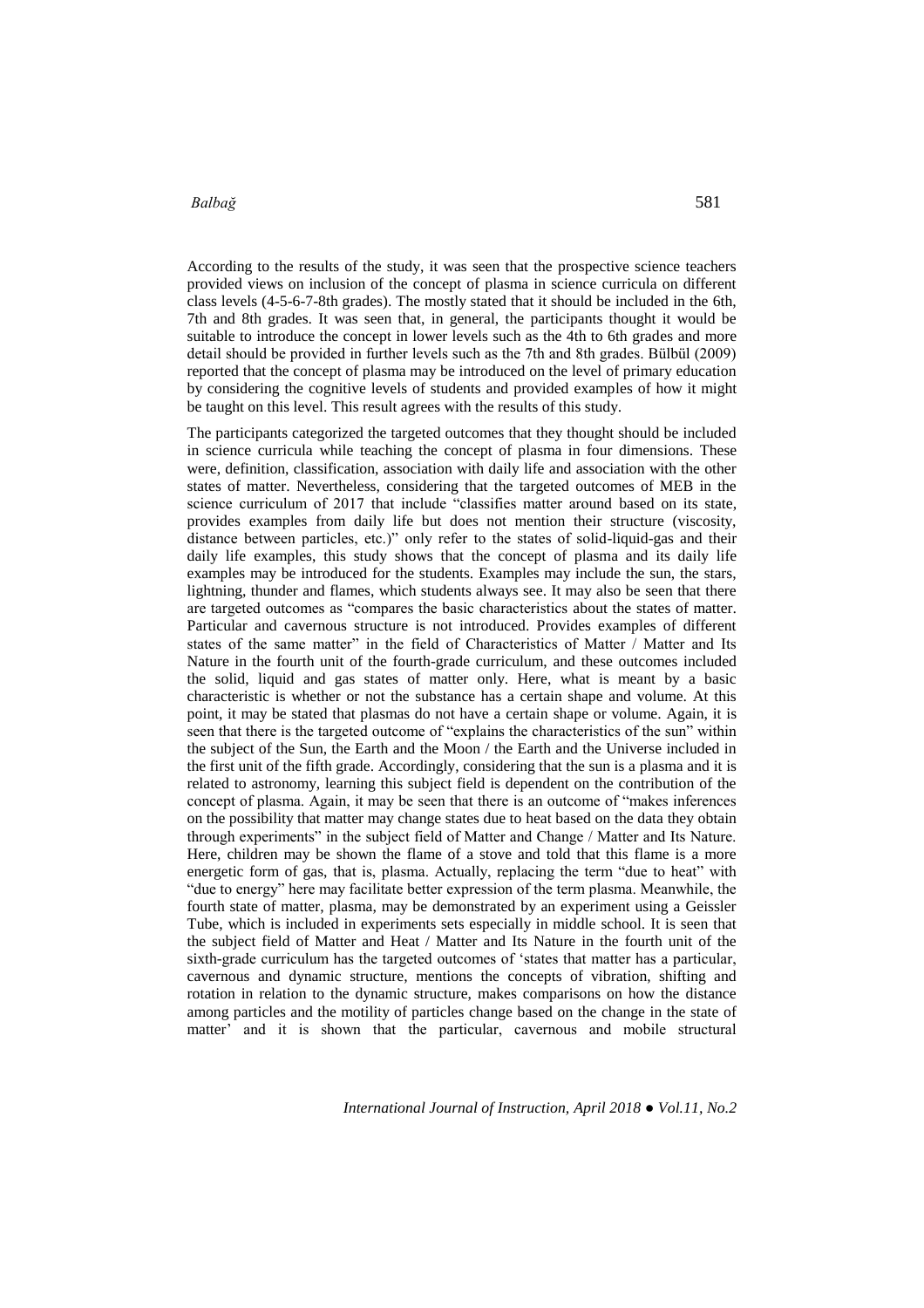According to the results of the study, it was seen that the prospective science teachers provided views on inclusion of the concept of plasma in science curricula on different class levels (4-5-6-7-8th grades). The mostly stated that it should be included in the 6th, 7th and 8th grades. It was seen that, in general, the participants thought it would be suitable to introduce the concept in lower levels such as the 4th to 6th grades and more detail should be provided in further levels such as the 7th and 8th grades. Bülbül (2009) reported that the concept of plasma may be introduced on the level of primary education by considering the cognitive levels of students and provided examples of how it might be taught on this level. This result agrees with the results of this study.

The participants categorized the targeted outcomes that they thought should be included in science curricula while teaching the concept of plasma in four dimensions. These were, definition, classification, association with daily life and association with the other states of matter. Nevertheless, considering that the targeted outcomes of MEB in the science curriculum of 2017 that include "classifies matter around based on its state, provides examples from daily life but does not mention their structure (viscosity, distance between particles, etc.)" only refer to the states of solid-liquid-gas and their daily life examples, this study shows that the concept of plasma and its daily life examples may be introduced for the students. Examples may include the sun, the stars, lightning, thunder and flames, which students always see. It may also be seen that there are targeted outcomes as "compares the basic characteristics about the states of matter. Particular and cavernous structure is not introduced. Provides examples of different states of the same matter" in the field of Characteristics of Matter / Matter and Its Nature in the fourth unit of the fourth-grade curriculum, and these outcomes included the solid, liquid and gas states of matter only. Here, what is meant by a basic characteristic is whether or not the substance has a certain shape and volume. At this point, it may be stated that plasmas do not have a certain shape or volume. Again, it is seen that there is the targeted outcome of "explains the characteristics of the sun" within the subject of the Sun, the Earth and the Moon / the Earth and the Universe included in the first unit of the fifth grade. Accordingly, considering that the sun is a plasma and it is related to astronomy, learning this subject field is dependent on the contribution of the concept of plasma. Again, it may be seen that there is an outcome of "makes inferences on the possibility that matter may change states due to heat based on the data they obtain through experiments" in the subject field of Matter and Change / Matter and Its Nature. Here, children may be shown the flame of a stove and told that this flame is a more energetic form of gas, that is, plasma. Actually, replacing the term "due to heat" with "due to energy" here may facilitate better expression of the term plasma. Meanwhile, the fourth state of matter, plasma, may be demonstrated by an experiment using a Geissler Tube, which is included in experiments sets especially in middle school. It is seen that the subject field of Matter and Heat / Matter and Its Nature in the fourth unit of the sixth-grade curriculum has the targeted outcomes of 'states that matter has a particular, cavernous and dynamic structure, mentions the concepts of vibration, shifting and rotation in relation to the dynamic structure, makes comparisons on how the distance among particles and the motility of particles change based on the change in the state of matter' and it is shown that the particular, cavernous and mobile structural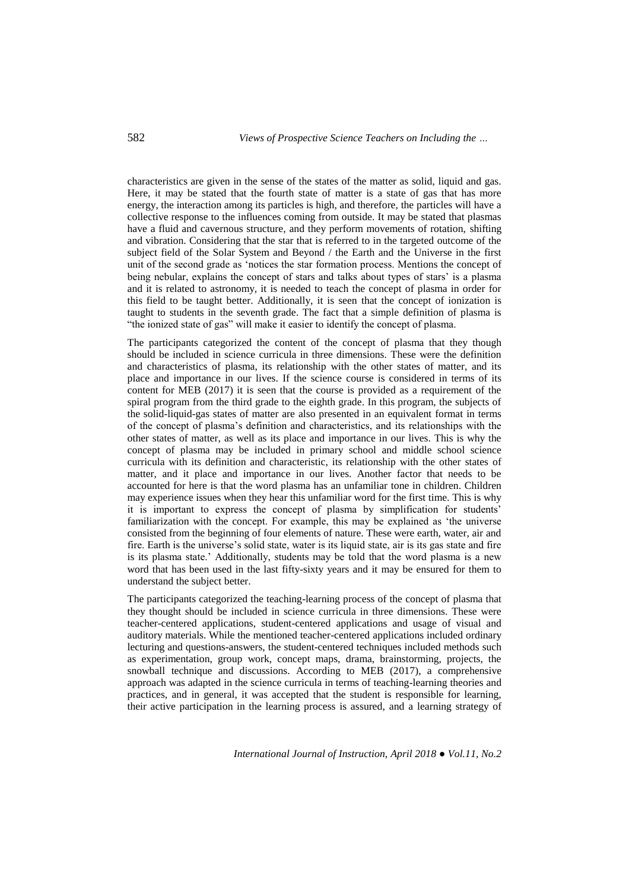characteristics are given in the sense of the states of the matter as solid, liquid and gas. Here, it may be stated that the fourth state of matter is a state of gas that has more energy, the interaction among its particles is high, and therefore, the particles will have a collective response to the influences coming from outside. It may be stated that plasmas have a fluid and cavernous structure, and they perform movements of rotation, shifting and vibration. Considering that the star that is referred to in the targeted outcome of the subject field of the Solar System and Beyond / the Earth and the Universe in the first unit of the second grade as 'notices the star formation process. Mentions the concept of being nebular, explains the concept of stars and talks about types of stars' is a plasma and it is related to astronomy, it is needed to teach the concept of plasma in order for this field to be taught better. Additionally, it is seen that the concept of ionization is taught to students in the seventh grade. The fact that a simple definition of plasma is "the ionized state of gas" will make it easier to identify the concept of plasma.

The participants categorized the content of the concept of plasma that they though should be included in science curricula in three dimensions. These were the definition and characteristics of plasma, its relationship with the other states of matter, and its place and importance in our lives. If the science course is considered in terms of its content for MEB (2017) it is seen that the course is provided as a requirement of the spiral program from the third grade to the eighth grade. In this program, the subjects of the solid-liquid-gas states of matter are also presented in an equivalent format in terms of the concept of plasma's definition and characteristics, and its relationships with the other states of matter, as well as its place and importance in our lives. This is why the concept of plasma may be included in primary school and middle school science curricula with its definition and characteristic, its relationship with the other states of matter, and it place and importance in our lives. Another factor that needs to be accounted for here is that the word plasma has an unfamiliar tone in children. Children may experience issues when they hear this unfamiliar word for the first time. This is why it is important to express the concept of plasma by simplification for students' familiarization with the concept. For example, this may be explained as 'the universe consisted from the beginning of four elements of nature. These were earth, water, air and fire. Earth is the universe's solid state, water is its liquid state, air is its gas state and fire is its plasma state.' Additionally, students may be told that the word plasma is a new word that has been used in the last fifty-sixty years and it may be ensured for them to understand the subject better.

The participants categorized the teaching-learning process of the concept of plasma that they thought should be included in science curricula in three dimensions. These were teacher-centered applications, student-centered applications and usage of visual and auditory materials. While the mentioned teacher-centered applications included ordinary lecturing and questions-answers, the student-centered techniques included methods such as experimentation, group work, concept maps, drama, brainstorming, projects, the snowball technique and discussions. According to MEB (2017), a comprehensive approach was adapted in the science curricula in terms of teaching-learning theories and practices, and in general, it was accepted that the student is responsible for learning, their active participation in the learning process is assured, and a learning strategy of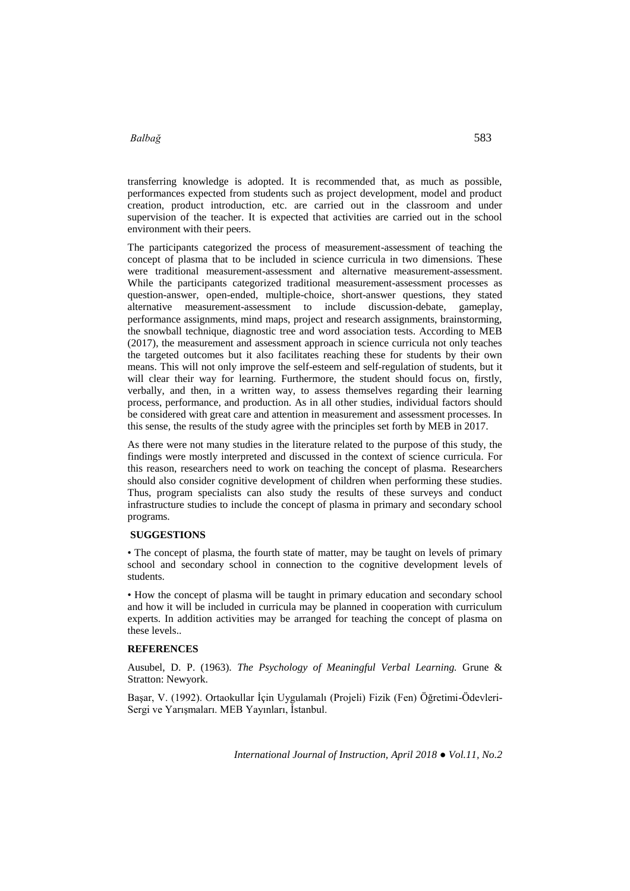transferring knowledge is adopted. It is recommended that, as much as possible, performances expected from students such as project development, model and product creation, product introduction, etc. are carried out in the classroom and under supervision of the teacher. It is expected that activities are carried out in the school environment with their peers.

The participants categorized the process of measurement-assessment of teaching the concept of plasma that to be included in science curricula in two dimensions. These were traditional measurement-assessment and alternative measurement-assessment. While the participants categorized traditional measurement-assessment processes as question-answer, open-ended, multiple-choice, short-answer questions, they stated alternative measurement-assessment to include discussion-debate, gameplay, performance assignments, mind maps, project and research assignments, brainstorming, the snowball technique, diagnostic tree and word association tests. According to MEB (2017), the measurement and assessment approach in science curricula not only teaches the targeted outcomes but it also facilitates reaching these for students by their own means. This will not only improve the self-esteem and self-regulation of students, but it will clear their way for learning. Furthermore, the student should focus on, firstly, verbally, and then, in a written way, to assess themselves regarding their learning process, performance, and production. As in all other studies, individual factors should be considered with great care and attention in measurement and assessment processes. In this sense, the results of the study agree with the principles set forth by MEB in 2017.

As there were not many studies in the literature related to the purpose of this study, the findings were mostly interpreted and discussed in the context of science curricula. For this reason, researchers need to work on teaching the concept of plasma. Researchers should also consider cognitive development of children when performing these studies. Thus, program specialists can also study the results of these surveys and conduct infrastructure studies to include the concept of plasma in primary and secondary school programs.

## SUGGESTIONS

• The concept of plasma, the fourth state of matter, may be taught on levels of primary school and secondary school in connection to the cognitive development levels of students.

• How the concept of plasma will be taught in primary education and secondary school and how it will be included in curricula may be planned in cooperation with curriculum experts. In addition activities may be arranged for teaching the concept of plasma on these levels..

## REFERENCES

Ausubel, D. P. (1963). *The Psychology of Meaningful Verbal Learning.* Grune & Stratton: Newyork.

Başar, V. (1992). Ortaokullar İçin Uygulamalı (Projeli) Fizik (Fen) Öğretimi-Ödevleri-Sergi ve Yarışmaları. MEB Yayınları, İstanbul.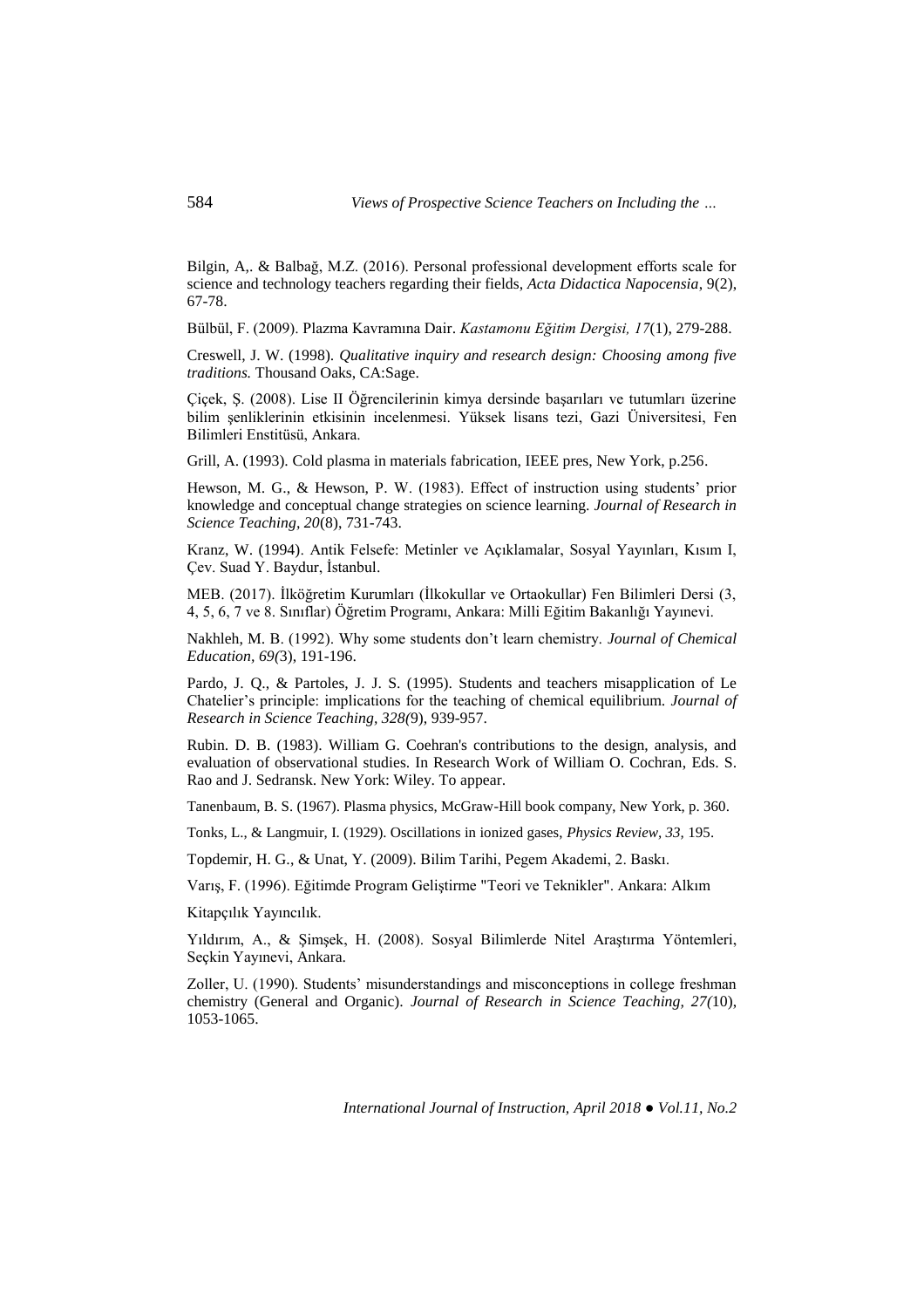Bilgin, A,. & Balbağ, M.Z. (2016). Personal professional development efforts scale for science and technology teachers regarding their fields, *Acta Didactica Napocensia*, 9(2), 67-78.

Bülbül, F. (2009). Plazma Kavramına Dair. *Kastamonu Eğitim Dergisi, 17*(1), 279-288.

Creswell, J. W. (1998). *Qualitative inquiry and research design: Choosing among five traditions.* Thousand Oaks, CA:Sage.

Çiçek, Ş. (2008). Lise II Öğrencilerinin kimya dersinde başarıları ve tutumları üzerine bilim şenliklerinin etkisinin incelenmesi. Yüksek lisans tezi, Gazi Üniversitesi, Fen Bilimleri Enstitüsü, Ankara.

Grill, A. (1993). Cold plasma in materials fabrication, IEEE pres, New York, p.256.

Hewson, M. G., & Hewson, P. W. (1983). Effect of instruction using students' prior knowledge and conceptual change strategies on science learning. *Journal of Research in Science Teaching, 20*(8), 731-743.

Kranz, W. (1994). Antik Felsefe: Metinler ve Açıklamalar, Sosyal Yayınları, Kısım I, Çev. Suad Y. Baydur, İstanbul.

MEB. (2017). İlköğretim Kurumları (İlkokullar ve Ortaokullar) Fen Bilimleri Dersi (3, 4, 5, 6, 7 ve 8. Sınıflar) Öğretim Programı, Ankara: Milli Eğitim Bakanlığı Yayınevi.

Nakhleh, M. B. (1992). Why some students don't learn chemistry. *Journal of Chemical Education, 69(*3), 191-196.

Pardo, J. Q., & Partoles, J. J. S. (1995). Students and teachers misapplication of Le Chatelier's principle: implications for the teaching of chemical equilibrium. *Journal of Research in Science Teaching, 328(*9), 939-957.

Rubin. D. B. (1983). William G. Coehran's contributions to the design, analysis, and evaluation of observational studies. In Research Work of William O. Cochran, Eds. S. Rao and J. Sedransk. New York: Wiley. To appear.

Tanenbaum, B. S. (1967). Plasma physics, McGraw-Hill book company, New York, p. 360.

Tonks, L., & Langmuir, I. (1929). Oscillations in ionized gases, *Physics Review, 33,* 195.

Topdemir, H. G., & Unat, Y. (2009). Bilim Tarihi, Pegem Akademi, 2. Baskı.

Varış, F. (1996). Eğitimde Program Geliştirme "Teori ve Teknikler". Ankara: Alkım

Kitapçılık Yayıncılık.

Yıldırım, A., & Şimşek, H. (2008). Sosyal Bilimlerde Nitel Araştırma Yöntemleri, Seçkin Yayınevi, Ankara.

Zoller, U. (1990). Students' misunderstandings and misconceptions in college freshman chemistry (General and Organic). *Journal of Research in Science Teaching, 27(*10), 1053-1065.